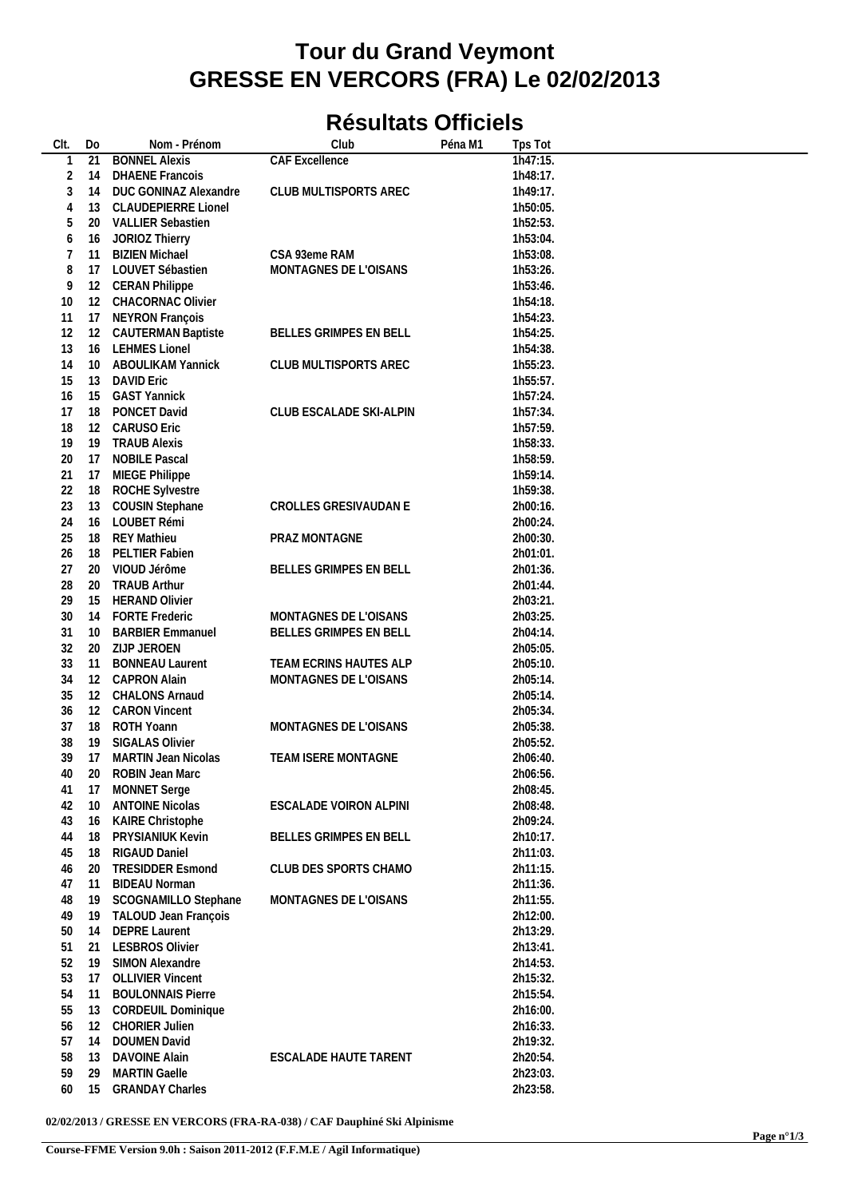# Tour du Grand Veymont
# GRESSE EN VERCORS (FRA) Le 02/02/2013

## Résultats Officiels

| Clt. | Do | Nom - Prénom | Club | Péna M1 | Tps Tot |
|---|---|---|---|---|---|
| 1 | 21 | BONNEL Alexis | CAF Excellence | | 1h47:15. |
| 2 | 14 | DHAENE Francois | | | 1h48:17. |
| 3 | 14 | DUC GONINAZ Alexandre | CLUB MULTISPORTS AREC | | 1h49:17. |
| 4 | 13 | CLAUDEPIERRE Lionel | | | 1h50:05. |
| 5 | 20 | VALLIER Sebastien | | | 1h52:53. |
| 6 | 16 | JORIOZ Thierry | | | 1h53:04. |
| 7 | 11 | BIZIEN Michael | CSA 93eme RAM | | 1h53:08. |
| 8 | 17 | LOUVET Sébastien | MONTAGNES DE L'OISANS | | 1h53:26. |
| 9 | 12 | CERAN Philippe | | | 1h53:46. |
| 10 | 12 | CHACORNAC Olivier | | | 1h54:18. |
| 11 | 17 | NEYRON François | | | 1h54:23. |
| 12 | 12 | CAUTERMAN Baptiste | BELLES GRIMPES EN BELL | | 1h54:25. |
| 13 | 16 | LEHMES Lionel | | | 1h54:38. |
| 14 | 10 | ABOULIKAM Yannick | CLUB MULTISPORTS AREC | | 1h55:23. |
| 15 | 13 | DAVID Eric | | | 1h55:57. |
| 16 | 15 | GAST Yannick | | | 1h57:24. |
| 17 | 18 | PONCET David | CLUB ESCALADE SKI-ALPIN | | 1h57:34. |
| 18 | 12 | CARUSO Eric | | | 1h57:59. |
| 19 | 19 | TRAUB Alexis | | | 1h58:33. |
| 20 | 17 | NOBILE Pascal | | | 1h58:59. |
| 21 | 17 | MIEGE Philippe | | | 1h59:14. |
| 22 | 18 | ROCHE Sylvestre | | | 1h59:38. |
| 23 | 13 | COUSIN Stephane | CROLLES GRESIVAUDAN E | | 2h00:16. |
| 24 | 16 | LOUBET Rémi | | | 2h00:24. |
| 25 | 18 | REY Mathieu | PRAZ MONTAGNE | | 2h00:30. |
| 26 | 18 | PELTIER Fabien | | | 2h01:01. |
| 27 | 20 | VIOUD Jérôme | BELLES GRIMPES EN BELL | | 2h01:36. |
| 28 | 20 | TRAUB Arthur | | | 2h01:44. |
| 29 | 15 | HERAND Olivier | | | 2h03:21. |
| 30 | 14 | FORTE Frederic | MONTAGNES DE L'OISANS | | 2h03:25. |
| 31 | 10 | BARBIER Emmanuel | BELLES GRIMPES EN BELL | | 2h04:14. |
| 32 | 20 | ZIJP JEROEN | | | 2h05:05. |
| 33 | 11 | BONNEAU Laurent | TEAM ECRINS HAUTES ALP | | 2h05:10. |
| 34 | 12 | CAPRON Alain | MONTAGNES DE L'OISANS | | 2h05:14. |
| 35 | 12 | CHALONS Arnaud | | | 2h05:14. |
| 36 | 12 | CARON Vincent | | | 2h05:34. |
| 37 | 18 | ROTH Yoann | MONTAGNES DE L'OISANS | | 2h05:38. |
| 38 | 19 | SIGALAS Olivier | | | 2h05:52. |
| 39 | 17 | MARTIN Jean Nicolas | TEAM ISERE MONTAGNE | | 2h06:40. |
| 40 | 20 | ROBIN Jean Marc | | | 2h06:56. |
| 41 | 17 | MONNET Serge | | | 2h08:45. |
| 42 | 10 | ANTOINE Nicolas | ESCALADE VOIRON ALPINI | | 2h08:48. |
| 43 | 16 | KAIRE Christophe | | | 2h09:24. |
| 44 | 18 | PRYSIANIUK Kevin | BELLES GRIMPES EN BELL | | 2h10:17. |
| 45 | 18 | RIGAUD Daniel | | | 2h11:03. |
| 46 | 20 | TRESIDDER Esmond | CLUB DES SPORTS CHAMO | | 2h11:15. |
| 47 | 11 | BIDEAU Norman | | | 2h11:36. |
| 48 | 19 | SCOGNAMILLO Stephane | MONTAGNES DE L'OISANS | | 2h11:55. |
| 49 | 19 | TALOUD Jean François | | | 2h12:00. |
| 50 | 14 | DEPRE Laurent | | | 2h13:29. |
| 51 | 21 | LESBROS Olivier | | | 2h13:41. |
| 52 | 19 | SIMON Alexandre | | | 2h14:53. |
| 53 | 17 | OLLIVIER Vincent | | | 2h15:32. |
| 54 | 11 | BOULONNAIS Pierre | | | 2h15:54. |
| 55 | 13 | CORDEUIL Dominique | | | 2h16:00. |
| 56 | 12 | CHORIER Julien | | | 2h16:33. |
| 57 | 14 | DOUMEN David | | | 2h19:32. |
| 58 | 13 | DAVOINE Alain | ESCALADE HAUTE TARENT | | 2h20:54. |
| 59 | 29 | MARTIN Gaelle | | | 2h23:03. |
| 60 | 15 | GRANDAY Charles | | | 2h23:58. |

**02/02/2013 / GRESSE EN VERCORS (FRA-RA-038) / CAF Dauphiné Ski Alpinisme**

**Course-FFME Version 9.0h : Saison 2011-2012 (F.F.M.E / Agil Informatique)**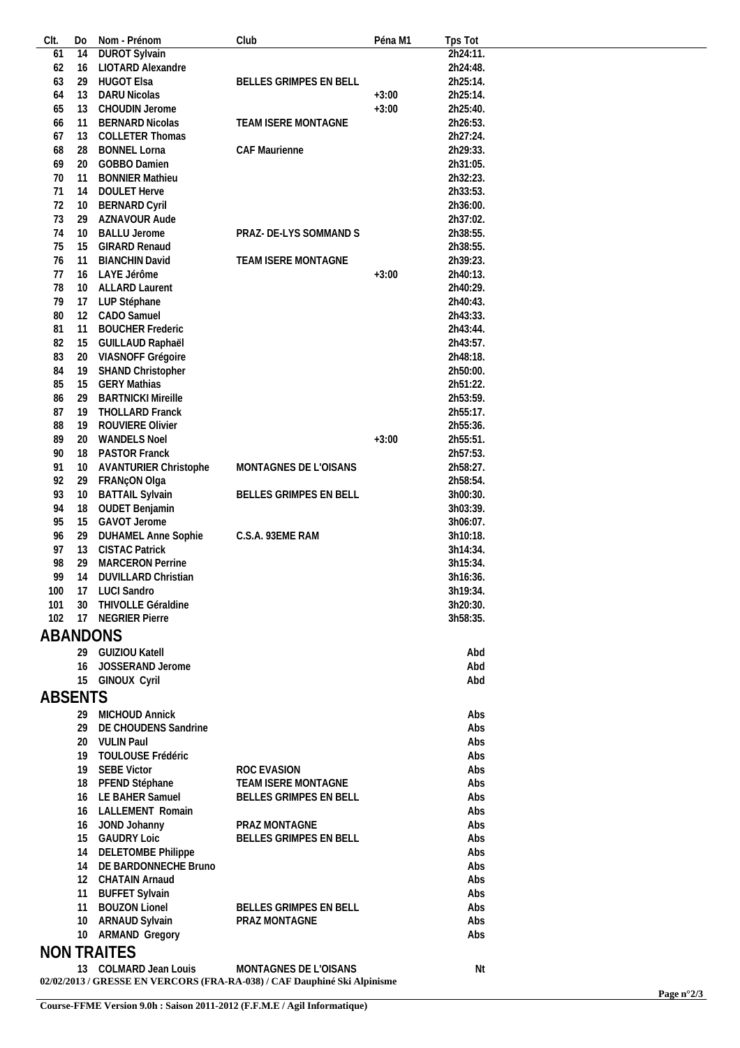| Clt. | Do | Nom - Prénom | Club | Péna M1 | Tps Tot |
|---|---|---|---|---|---|
| 61 | 14 | DUROT Sylvain | | | 2h24:11. |
| 62 | 16 | LIOTARD Alexandre | | | 2h24:48. |
| 63 | 29 | HUGOT Elsa | BELLES GRIMPES EN BELL | | 2h25:14. |
| 64 | 13 | DARU Nicolas | | +3:00 | 2h25:14. |
| 65 | 13 | CHOUDIN Jerome | | +3:00 | 2h25:40. |
| 66 | 11 | BERNARD Nicolas | TEAM ISERE MONTAGNE | | 2h26:53. |
| 67 | 13 | COLLETER Thomas | | | 2h27:24. |
| 68 | 28 | BONNEL Lorna | CAF Maurienne | | 2h29:33. |
| 69 | 20 | GOBBO Damien | | | 2h31:05. |
| 70 | 11 | BONNIER Mathieu | | | 2h32:23. |
| 71 | 14 | DOULET Herve | | | 2h33:53. |
| 72 | 10 | BERNARD Cyril | | | 2h36:00. |
| 73 | 29 | AZNAVOUR Aude | | | 2h37:02. |
| 74 | 10 | BALLU Jerome | PRAZ- DE-LYS SOMMAND S | | 2h38:55. |
| 75 | 15 | GIRARD Renaud | | | 2h38:55. |
| 76 | 11 | BIANCHIN David | TEAM ISERE MONTAGNE | | 2h39:23. |
| 77 | 16 | LAYE Jérôme | | +3:00 | 2h40:13. |
| 78 | 10 | ALLARD Laurent | | | 2h40:29. |
| 79 | 17 | LUP Stéphane | | | 2h40:43. |
| 80 | 12 | CADO Samuel | | | 2h43:33. |
| 81 | 11 | BOUCHER Frederic | | | 2h43:44. |
| 82 | 15 | GUILLAUD Raphaël | | | 2h43:57. |
| 83 | 20 | VIASNOFF Grégoire | | | 2h48:18. |
| 84 | 19 | SHAND Christopher | | | 2h50:00. |
| 85 | 15 | GERY Mathias | | | 2h51:22. |
| 86 | 29 | BARTNICKI Mireille | | | 2h53:59. |
| 87 | 19 | THOLLARD Franck | | | 2h55:17. |
| 88 | 19 | ROUVIERE Olivier | | | 2h55:36. |
| 89 | 20 | WANDELS Noel | | +3:00 | 2h55:51. |
| 90 | 18 | PASTOR Franck | | | 2h57:53. |
| 91 | 10 | AVANTURIER Christophe | MONTAGNES DE L'OISANS | | 2h58:27. |
| 92 | 29 | FRANçON Olga | | | 2h58:54. |
| 93 | 10 | BATTAIL Sylvain | BELLES GRIMPES EN BELL | | 3h00:30. |
| 94 | 18 | OUDET Benjamin | | | 3h03:39. |
| 95 | 15 | GAVOT Jerome | | | 3h06:07. |
| 96 | 29 | DUHAMEL Anne Sophie | C.S.A. 93EME RAM | | 3h10:18. |
| 97 | 13 | CISTAC Patrick | | | 3h14:34. |
| 98 | 29 | MARCERON Perrine | | | 3h15:34. |
| 99 | 14 | DUVILLARD Christian | | | 3h16:36. |
| 100 | 17 | LUCI Sandro | | | 3h19:34. |
| 101 | 30 | THIVOLLE Géraldine | | | 3h20:30. |
| 102 | 17 | NEGRIER Pierre | | | 3h58:35. |

## ABANDONS

| Clt. | Do | Nom - Prénom | Club | Péna M1 | Tps Tot |
|---|---|---|---|---|---|
| | 29 | GUIZIOU Katell | | | Abd |
| | 16 | JOSSERAND Jerome | | | Abd |
| | 15 | GINOUX Cyril | | | Abd |

## ABSENTS

| Clt. | Do | Nom - Prénom | Club | Péna M1 | Tps Tot |
|---|---|---|---|---|---|
| | 29 | MICHOUD Annick | | | Abs |
| | 29 | DE CHOUDENS Sandrine | | | Abs |
| | 20 | VULIN Paul | | | Abs |
| | 19 | TOULOUSE Frédéric | | | Abs |
| | 19 | SEBE Victor | ROC EVASION | | Abs |
| | 18 | PFEND Stéphane | TEAM ISERE MONTAGNE | | Abs |
| | 16 | LE BAHER Samuel | BELLES GRIMPES EN BELL | | Abs |
| | 16 | LALLEMENT Romain | | | Abs |
| | 16 | JOND Johanny | PRAZ MONTAGNE | | Abs |
| | 15 | GAUDRY Loic | BELLES GRIMPES EN BELL | | Abs |
| | 14 | DELETOMBE Philippe | | | Abs |
| | 14 | DE BARDONNECHE Bruno | | | Abs |
| | 12 | CHATAIN Arnaud | | | Abs |
| | 11 | BUFFET Sylvain | | | Abs |
| | 11 | BOUZON Lionel | BELLES GRIMPES EN BELL | | Abs |
| | 10 | ARNAUD Sylvain | PRAZ MONTAGNE | | Abs |
| | 10 | ARMAND Gregory | | | Abs |

## NON TRAITES

| Clt. | Do | Nom - Prénom | Club | Péna M1 | Tps Tot |
|---|---|---|---|---|---|
| | 13 | COLMARD Jean Louis | MONTAGNES DE L'OISANS | | Nt |

**02/02/2013 / GRESSE EN VERCORS (FRA-RA-038) / CAF Dauphiné Ski Alpinisme**

**Course-FFME Version 9.0h : Saison 2011-2012 (F.F.M.E / Agil Informatique)**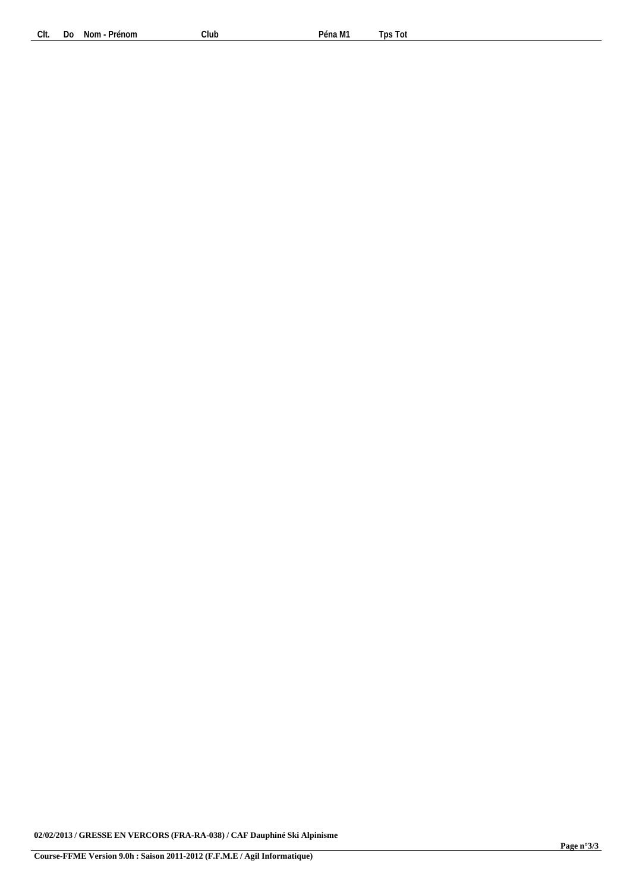| Clt. | Do | Nom - Prénom | Club | Péna M1 | Tps Tot |
|---|---|---|---|---|---|